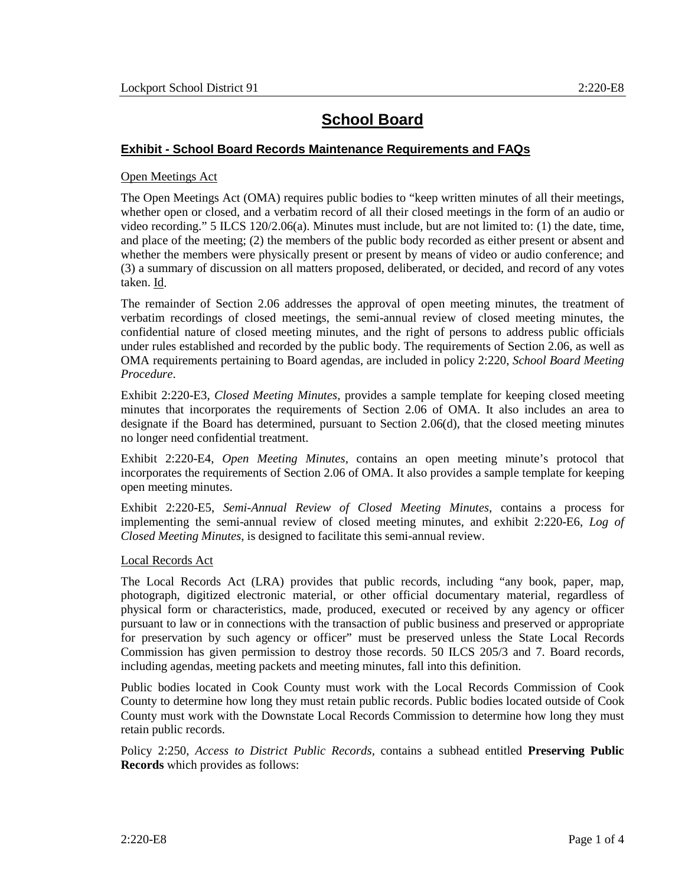# School Board

## Exhibit - School Board Records Maintenance Requirements and FAQs

Open Meetings Act

The Open Meetings Act (OMA) requires public bodies to "keep written minutes of all their meetings, whether open or closed, and a verbatim record of all their closed meetings in the form of an audio or video recording." 5 ILCS 120/2.06(a). Minutes must include, but are not limited to: (1) the date, time, and place of the meeting; (2) the members of the public body recorded as either present or absent and whether the members were physically present or present by means of video or audio conference; and (3) a summary of discussion on all matters proposed, deliberated, or decided, and record of any votes taken. Id.

The remainder of Section 2.06 addresses the approval of open meeting minutes, the treatment of verbatim recordings of closed meetings, the semi-annual review of closed meeting minutes, the confidential nature of closed meeting minutes, and the right of persons to address public officials under rules established and recorded by the public body. The requirements of Section 2.06, as well as OMA requirements pertaining to Board agendas, are included in policy 2:220, *School Board Meeting Procedure*.

Exhibit 2:220-E3, *Closed Meeting Minutes*, provides a sample template for keeping closed meeting minutes that incorporates the requirements of Section 2.06 of OMA. It also includes an area to designate if the Board has determined, pursuant to Section 2.06(d), that the closed meeting minutes no longer need confidential treatment.

Exhibit 2:220-E4, *Open Meeting Minutes*, contains an open meeting minute's protocol that incorporates the requirements of Section 2.06 of OMA. It also provides a sample template for keeping open meeting minutes.

Exhibit 2:220-E5, *Semi-Annual Review of Closed Meeting Minutes*, contains a process for implementing the semi-annual review of closed meeting minutes, and exhibit 2:220-E6, *Log of Closed Meeting Minutes*, is designed to facilitate this semi-annual review.

Local Records Act

The Local Records Act (LRA) provides that public records, including "any book, paper, map, photograph, digitized electronic material, or other official documentary material, regardless of physical form or characteristics, made, produced, executed or received by any agency or officer pursuant to law or in connections with the transaction of public business and preserved or appropriate for preservation by such agency or officer" must be preserved unless the State Local Records Commission has given permission to destroy those records. 50 ILCS 205/3 and 7. Board records, including agendas, meeting packets and meeting minutes, fall into this definition.

Public bodies located in Cook County must work with the Local Records Commission of Cook County to determine how long they must retain public records. Public bodies located outside of Cook County must work with the Downstate Local Records Commission to determine how long they must retain public records.

Policy 2:250, *Access to District Public Records*, contains a subhead entitled **Preserving Public Records** which provides as follows: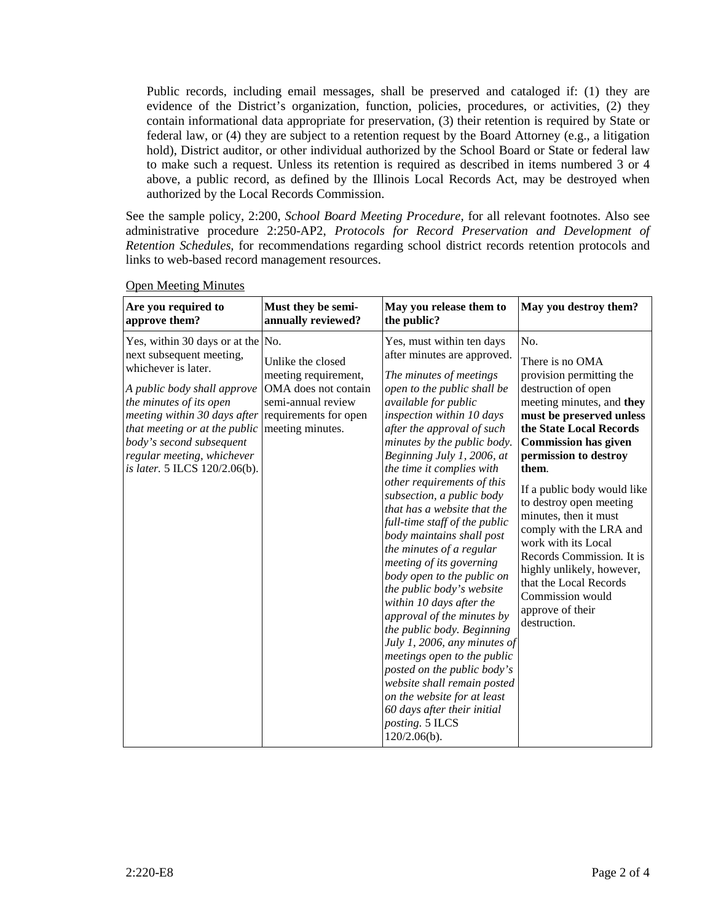Public records, including email messages, shall be preserved and cataloged if: (1) they are evidence of the District's organization, function, policies, procedures, or activities, (2) they contain informational data appropriate for preservation, (3) their retention is required by State or federal law, or (4) they are subject to a retention request by the Board Attorney (e.g., a litigation hold), District auditor, or other individual authorized by the School Board or State or federal law to make such a request. Unless its retention is required as described in items numbered 3 or 4 above, a public record, as defined by the Illinois Local Records Act, may be destroyed when authorized by the Local Records Commission.

See the sample policy, 2:200, *School Board Meeting Procedure,* for all relevant footnotes. Also see administrative procedure 2:250-AP2, *Protocols for Record Preservation and Development of Retention Schedules*, for recommendations regarding school district records retention protocols and links to web-based record management resources.

Open Meeting Minutes

| Are you required to approve them? | Must they be semi-annually reviewed? | May you release them to the public? | May you destroy them? |
|---|---|---|---|
| Yes, within 30 days or at the next subsequent meeting, whichever is later.<br><br>*A public body shall approve the minutes of its open meeting within 30 days after that meeting or at the public body's second subsequent regular meeting, whichever is later.* 5 ILCS 120/2.06(b). | No.<br><br>Unlike the closed meeting requirement, OMA does not contain semi-annual review requirements for open meeting minutes. | Yes, must within ten days after minutes are approved.<br><br>*The minutes of meetings open to the public shall be available for public inspection within 10 days after the approval of such minutes by the public body. Beginning July 1, 2006, at the time it complies with other requirements of this subsection, a public body that has a website that the full-time staff of the public body maintains shall post the minutes of a regular meeting of its governing body open to the public on the public body's website within 10 days after the approval of the minutes by the public body. Beginning July 1, 2006, any minutes of meetings open to the public posted on the public body's website shall remain posted on the website for at least 60 days after their initial posting.* 5 ILCS 120/2.06(b). | No.<br><br>There is no OMA provision permitting the destruction of open meeting minutes, and **they must be preserved unless the State Local Records Commission has given permission to destroy them**.<br><br>If a public body would like to destroy open meeting minutes, then it must comply with the LRA and work with its Local Records Commission. It is highly unlikely, however, that the Local Records Commission would approve of their destruction. |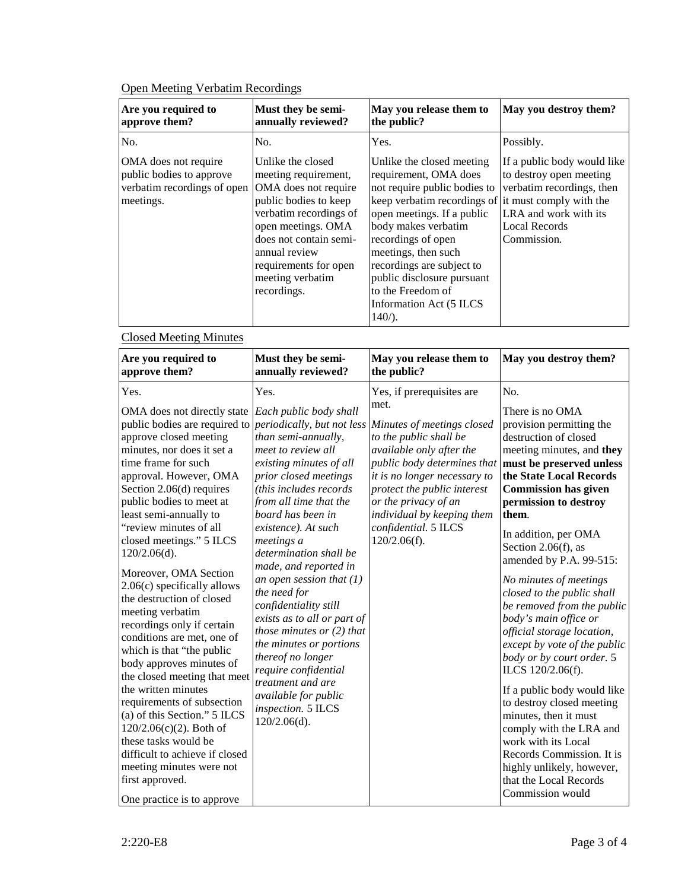Open Meeting Verbatim Recordings

| Are you required to approve them? | Must they be semi-annually reviewed? | May you release them to the public? | May you destroy them? |
|---|---|---|---|
| No.<br><br>OMA does not require public bodies to approve verbatim recordings of open meetings. | No.<br><br>Unlike the closed meeting requirement, OMA does not require public bodies to keep verbatim recordings of open meetings. OMA does not contain semi-annual review requirements for open meeting verbatim recordings. | Yes.<br><br>Unlike the closed meeting requirement, OMA does not require public bodies to keep verbatim recordings of open meetings. If a public body makes verbatim recordings of open meetings, then such recordings are subject to public disclosure pursuant to the Freedom of Information Act (5 ILCS 140/). | Possibly.<br><br>If a public body would like to destroy open meeting verbatim recordings, then it must comply with the LRA and work with its Local Records Commission. |

Closed Meeting Minutes

| Are you required to approve them? | Must they be semi-annually reviewed? | May you release them to the public? | May you destroy them? |
|---|---|---|---|
| Yes.<br><br>OMA does not directly state public bodies are required to approve closed meeting minutes, nor does it set a time frame for such approval. However, OMA Section 2.06(d) requires public bodies to meet at least semi-annually to "review minutes of all closed meetings." 5 ILCS 120/2.06(d).<br><br>Moreover, OMA Section 2.06(c) specifically allows the destruction of closed meeting verbatim recordings only if certain conditions are met, one of which is that "the public body approves minutes of the closed meeting that meet the written minutes requirements of subsection (a) of this Section." 5 ILCS 120/2.06(c)(2). Both of these tasks would be difficult to achieve if closed meeting minutes were not first approved.<br><br>One practice is to approve | Yes.<br><br>*Each public body shall periodically, but not less than semi-annually, meet to review all existing minutes of all prior closed meetings (this includes records from all time that the board has been in existence). At such meetings a determination shall be made, and reported in an open session that (1) the need for confidentiality still exists as to all or part of those minutes or (2) that the minutes or portions thereof no longer require confidential treatment and are available for public inspection.* 5 ILCS 120/2.06(d). | Yes, if prerequisites are met.<br><br>*Minutes of meetings closed to the public shall be available only after the public body determines that it is no longer necessary to protect the public interest or the privacy of an individual by keeping them confidential.* 5 ILCS 120/2.06(f). | No.<br><br>There is no OMA provision permitting the destruction of closed meeting minutes, and **they must be preserved unless the State Local Records Commission has given permission to destroy them**.<br><br>In addition, per OMA Section 2.06(f), as amended by P.A. 99-515:<br><br>*No minutes of meetings closed to the public shall be removed from the public body's main office or official storage location, except by vote of the public body or by court order.* 5 ILCS 120/2.06(f).<br><br>If a public body would like to destroy closed meeting minutes, then it must comply with the LRA and work with its Local Records Commission. It is highly unlikely, however, that the Local Records Commission would |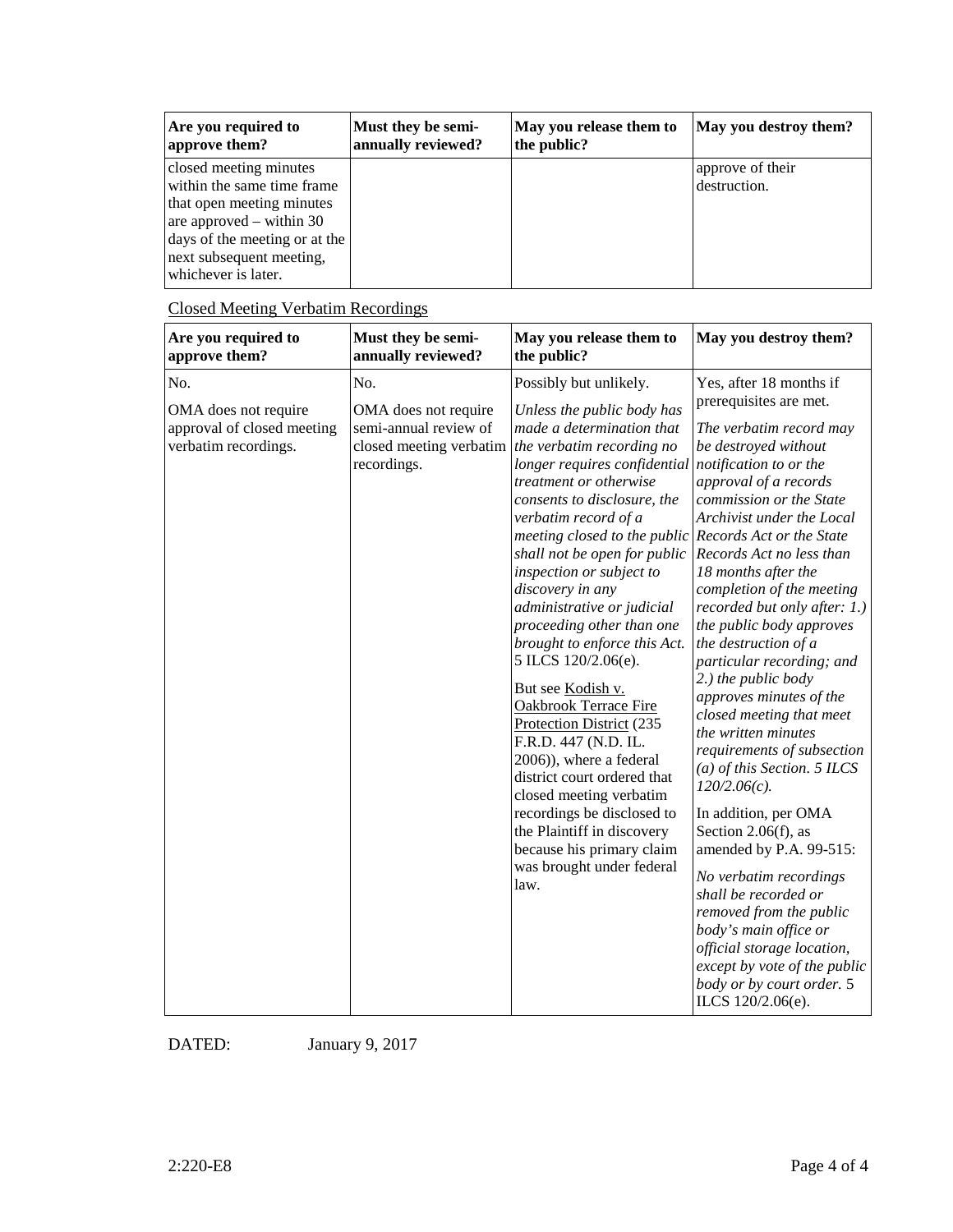| Are you required to approve them? | Must they be semi-annually reviewed? | May you release them to the public? | May you destroy them? |
|---|---|---|---|
| closed meeting minutes within the same time frame that open meeting minutes are approved – within 30 days of the meeting or at the next subsequent meeting, whichever is later. | | | approve of their destruction. |

Closed Meeting Verbatim Recordings

| Are you required to approve them? | Must they be semi-annually reviewed? | May you release them to the public? | May you destroy them? |
|---|---|---|---|
| No.<br><br>OMA does not require approval of closed meeting verbatim recordings. | No.<br><br>OMA does not require semi-annual review of closed meeting verbatim recordings. | Possibly but unlikely.<br><br>*Unless the public body has made a determination that the verbatim recording no longer requires confidential treatment or otherwise consents to disclosure, the verbatim record of a meeting closed to the public shall not be open for public inspection or subject to discovery in any administrative or judicial proceeding other than one brought to enforce this Act.* 5 ILCS 120/2.06(e).<br><br>But see Kodish v. Oakbrook Terrace Fire Protection District (235 F.R.D. 447 (N.D. IL. 2006)), where a federal district court ordered that closed meeting verbatim recordings be disclosed to the Plaintiff in discovery because his primary claim was brought under federal law. | Yes, after 18 months if prerequisites are met.<br><br>*The verbatim record may be destroyed without notification to or the approval of a records commission or the State Archivist under the Local Records Act or the State Records Act no less than 18 months after the completion of the meeting recorded but only after: 1.) the public body approves the destruction of a particular recording; and 2.) the public body approves minutes of the closed meeting that meet the written minutes requirements of subsection (a) of this Section. 5 ILCS 120/2.06(c).*<br><br>In addition, per OMA Section 2.06(f), as amended by P.A. 99-515:<br><br>*No verbatim recordings shall be recorded or removed from the public body's main office or official storage location, except by vote of the public body or by court order.* 5 ILCS 120/2.06(e). |

DATED: January 9, 2017

2:220-E8